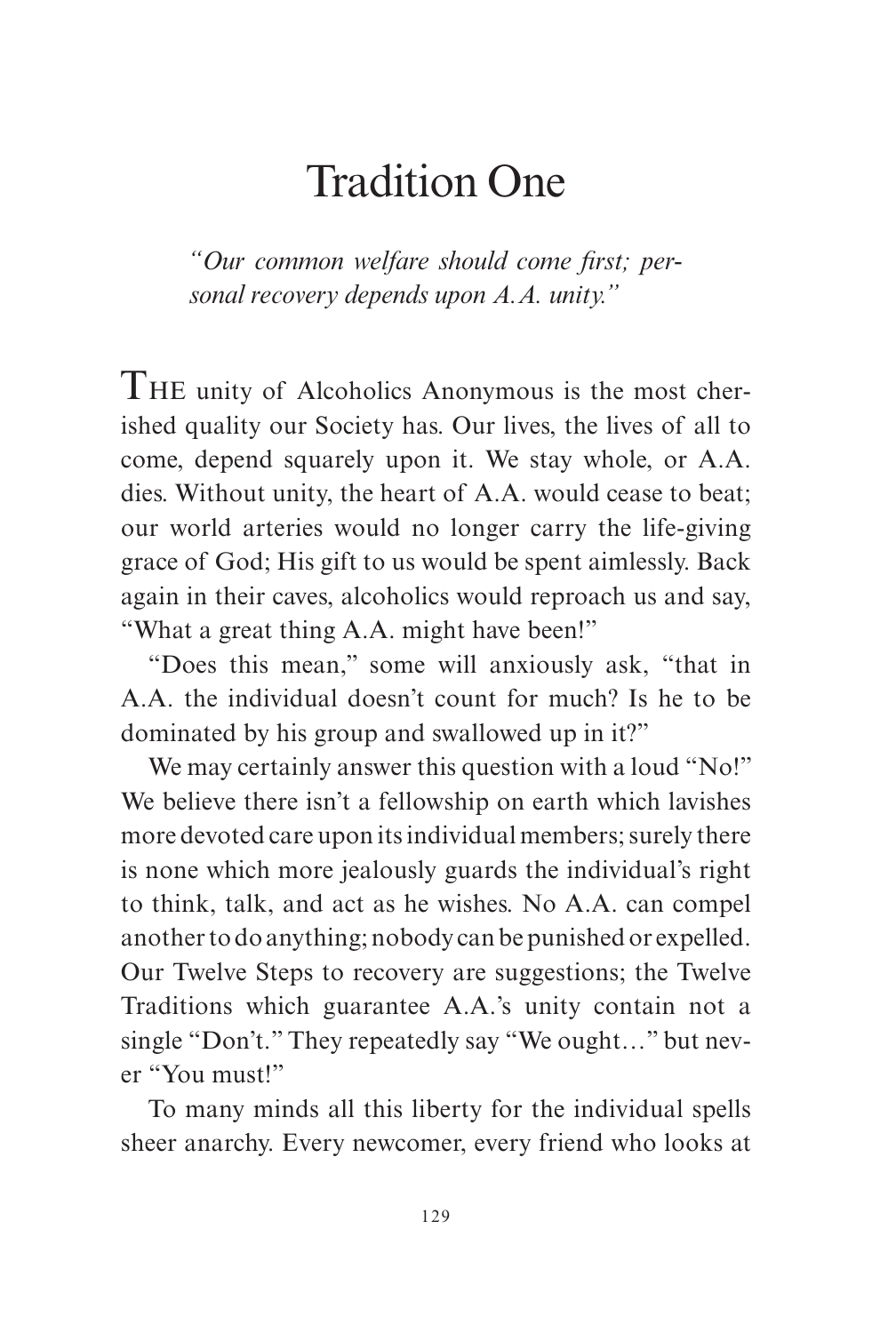# Tradition One

*"Our common welfare should come first; personal recovery depends upon A.A. unity."*

THE unity of Alcoholics Anonymous is the most cherished quality our Society has. Our lives, the lives of all to come, depend squarely upon it. We stay whole, or A.A. dies. Without unity, the heart of A.A. would cease to beat; our world arteries would no longer carry the life-giving grace of God; His gift to us would be spent aimlessly. Back again in their caves, alcoholics would reproach us and say, "What a great thing A.A. might have been!"

"Does this mean," some will anxiously ask, "that in A.A. the individual doesn't count for much? Is he to be dominated by his group and swallowed up in it?"

We may certainly answer this question with a loud "No!" We believe there isn't a fellowship on earth which lavishes more devoted care upon its individual members; surely there is none which more jealously guards the individual's right to think, talk, and act as he wishes. No A.A. can compel another to do anything; nobody can be punished or expelled. Our Twelve Steps to recovery are suggestions; the Twelve Traditions which guarantee A.A.'s unity contain not a single "Don't." They repeatedly say "We ought…" but never "You must!"

To many minds all this liberty for the individual spells sheer anarchy. Every newcomer, every friend who looks at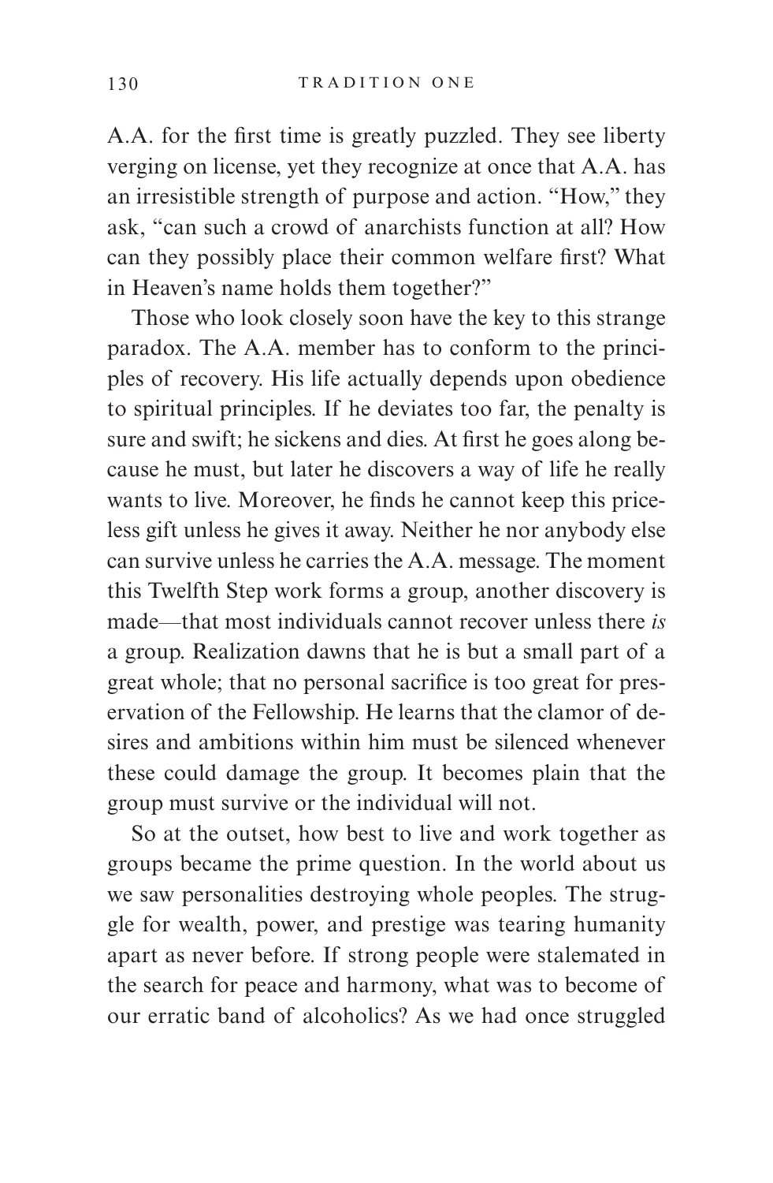A.A. for the first time is greatly puzzled. They see liberty verging on license, yet they recognize at once that A.A. has an irresistible strength of purpose and action. "How," they ask, "can such a crowd of anarchists function at all? How can they possibly place their common welfare first? What in Heaven's name holds them together?"

Those who look closely soon have the key to this strange paradox. The A.A. member has to conform to the principles of recovery. His life actually depends upon obedience to spiritual principles. If he deviates too far, the penalty is sure and swift; he sickens and dies. At first he goes along because he must, but later he discovers a way of life he really wants to live. Moreover, he finds he cannot keep this priceless gift unless he gives it away. Neither he nor anybody else can survive unless he carries the A.A. message. The moment this Twelfth Step work forms a group, another discovery is made—that most individuals cannot recover unless there *is* a group. Realization dawns that he is but a small part of a great whole; that no personal sacrifice is too great for preservation of the Fellowship. He learns that the clamor of desires and ambitions within him must be silenced whenever these could damage the group. It becomes plain that the group must survive or the individual will not.

So at the outset, how best to live and work together as groups became the prime question. In the world about us we saw personalities destroying whole peoples. The struggle for wealth, power, and prestige was tearing humanity apart as never before. If strong people were stalemated in the search for peace and harmony, what was to become of our erratic band of alcoholics? As we had once struggled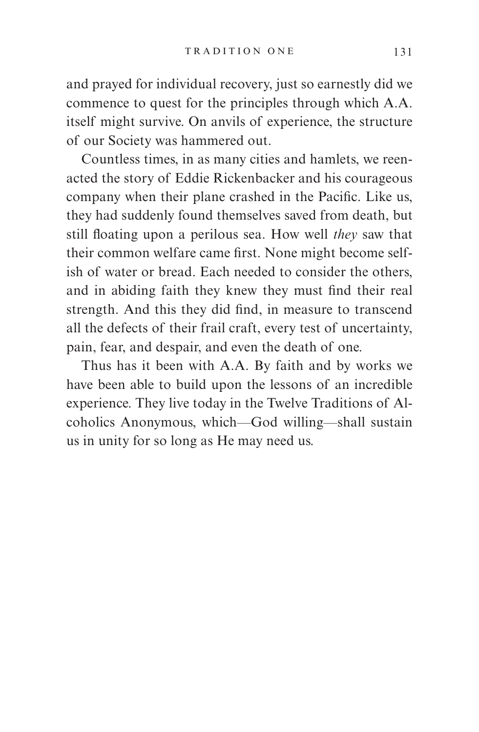and prayed for individual recovery, just so earnestly did we commence to quest for the principles through which A.A. itself might survive. On anvils of experience, the structure of our Society was hammered out.

Countless times, in as many cities and hamlets, we reenacted the story of Eddie Rickenbacker and his courageous company when their plane crashed in the Pacific. Like us, they had suddenly found themselves saved from death, but still floating upon a perilous sea. How well *they* saw that their common welfare came first. None might become selfish of water or bread. Each needed to consider the others, and in abiding faith they knew they must find their real strength. And this they did find, in measure to transcend all the defects of their frail craft, every test of uncertainty, pain, fear, and despair, and even the death of one.

Thus has it been with A.A. By faith and by works we have been able to build upon the lessons of an incredible experience. They live today in the Twelve Traditions of Alcoholics Anonymous, which—God willing—shall sustain us in unity for so long as He may need us.